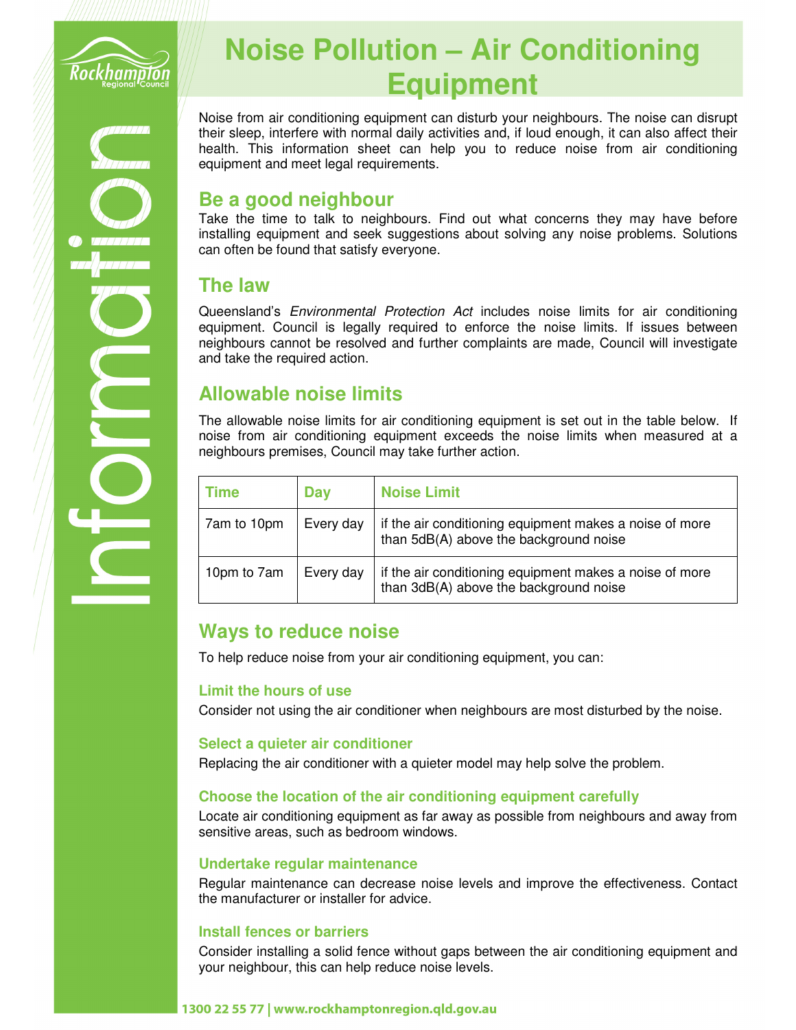# Noise Pollution – Air Conditioning Equipment

Noise from air conditioning equipment can disturb your neighbours. The noise can disrupt their sleep, interfere with normal daily activities and, if loud enough, it can also affect their health. This information sheet can help you to reduce noise from air conditioning equipment and meet legal requirements.

## Be a good neighbour

Take the time to talk to neighbours. Find out what concerns they may have before installing equipment and seek suggestions about solving any noise problems. Solutions can often be found that satisfy everyone.

## The law

Queensland's *Environmental Protection Act* includes noise limits for air conditioning equipment. Council is legally required to enforce the noise limits. If issues between neighbours cannot be resolved and further complaints are made, Council will investigate and take the required action.

## Allowable noise limits

The allowable noise limits for air conditioning equipment is set out in the table below. If noise from air conditioning equipment exceeds the noise limits when measured at a neighbours premises, Council may take further action.

| Time | Day | Noise Limit |
|---|---|---|
| 7am to 10pm | Every day | if the air conditioning equipment makes a noise of more than 5dB(A) above the background noise |
| 10pm to 7am | Every day | if the air conditioning equipment makes a noise of more than 3dB(A) above the background noise |

## Ways to reduce noise

To help reduce noise from your air conditioning equipment, you can:

### Limit the hours of use

Consider not using the air conditioner when neighbours are most disturbed by the noise.

### Select a quieter air conditioner

Replacing the air conditioner with a quieter model may help solve the problem.

### Choose the location of the air conditioning equipment carefully

Locate air conditioning equipment as far away as possible from neighbours and away from sensitive areas, such as bedroom windows.

### Undertake regular maintenance

Regular maintenance can decrease noise levels and improve the effectiveness. Contact the manufacturer or installer for advice.

### Install fences or barriers

Consider installing a solid fence without gaps between the air conditioning equipment and your neighbour, this can help reduce noise levels.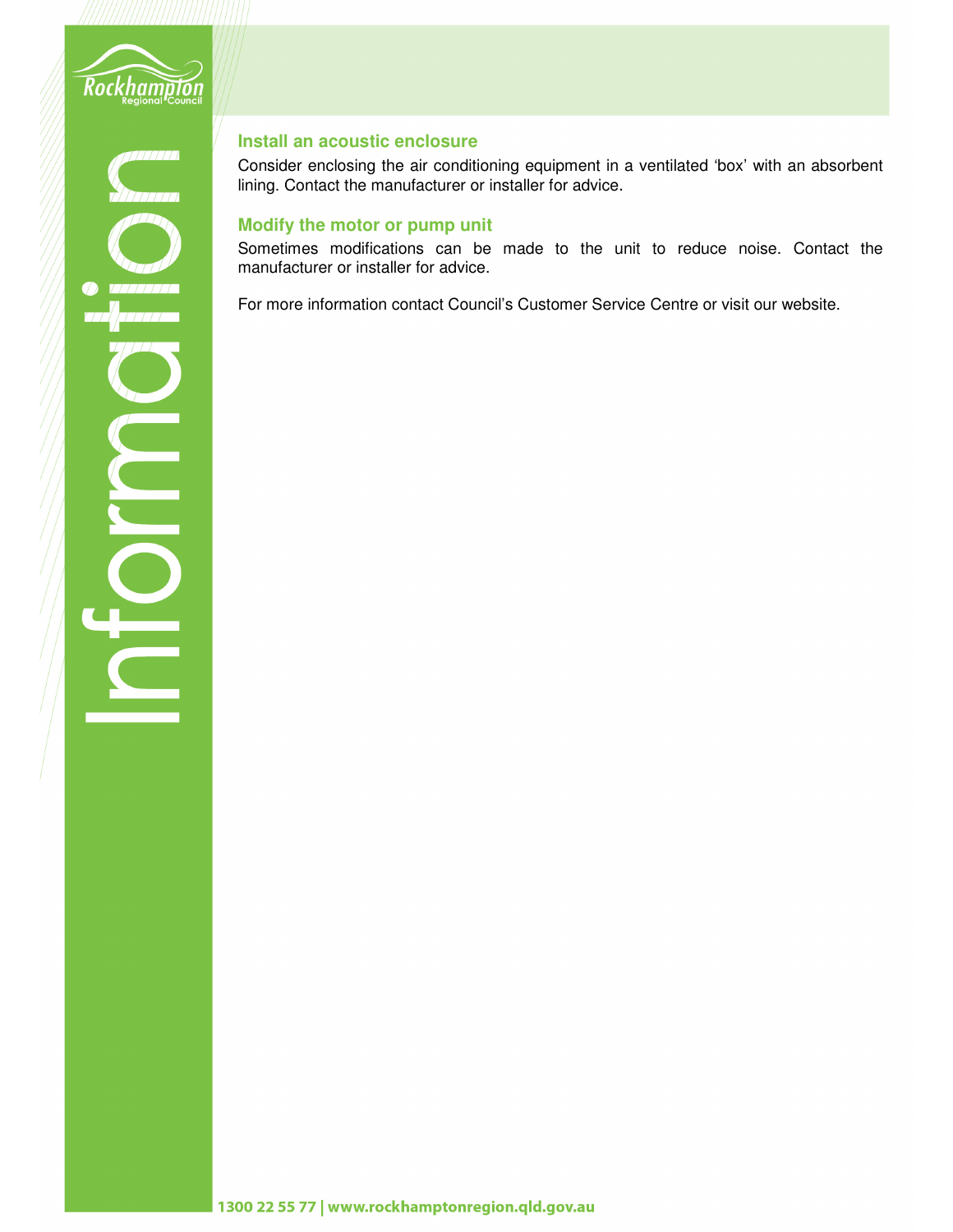### Install an acoustic enclosure

Consider enclosing the air conditioning equipment in a ventilated 'box' with an absorbent lining. Contact the manufacturer or installer for advice.

### Modify the motor or pump unit

Sometimes modifications can be made to the unit to reduce noise. Contact the manufacturer or installer for advice.

For more information contact Council's Customer Service Centre or visit our website.